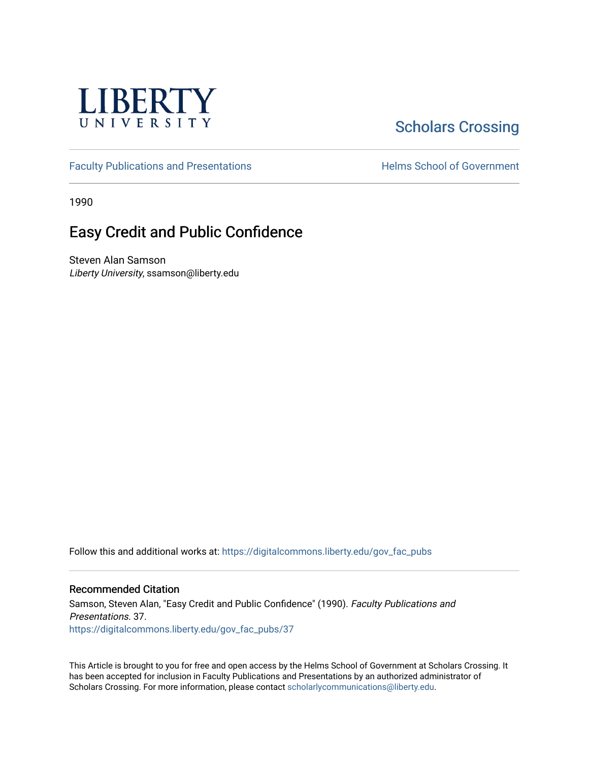LIBERTY UNIVERSITY

Scholars Crossing

Faculty Publications and Presentations

Helms School of Government

1990

# Easy Credit and Public Confidence

Steven Alan Samson
*Liberty University*, ssamson@liberty.edu

Follow this and additional works at: https://digitalcommons.liberty.edu/gov_fac_pubs

## Recommended Citation

Samson, Steven Alan, "Easy Credit and Public Confidence" (1990). *Faculty Publications and Presentations*. 37.
https://digitalcommons.liberty.edu/gov_fac_pubs/37

This Article is brought to you for free and open access by the Helms School of Government at Scholars Crossing. It has been accepted for inclusion in Faculty Publications and Presentations by an authorized administrator of Scholars Crossing. For more information, please contact scholarlycommunications@liberty.edu.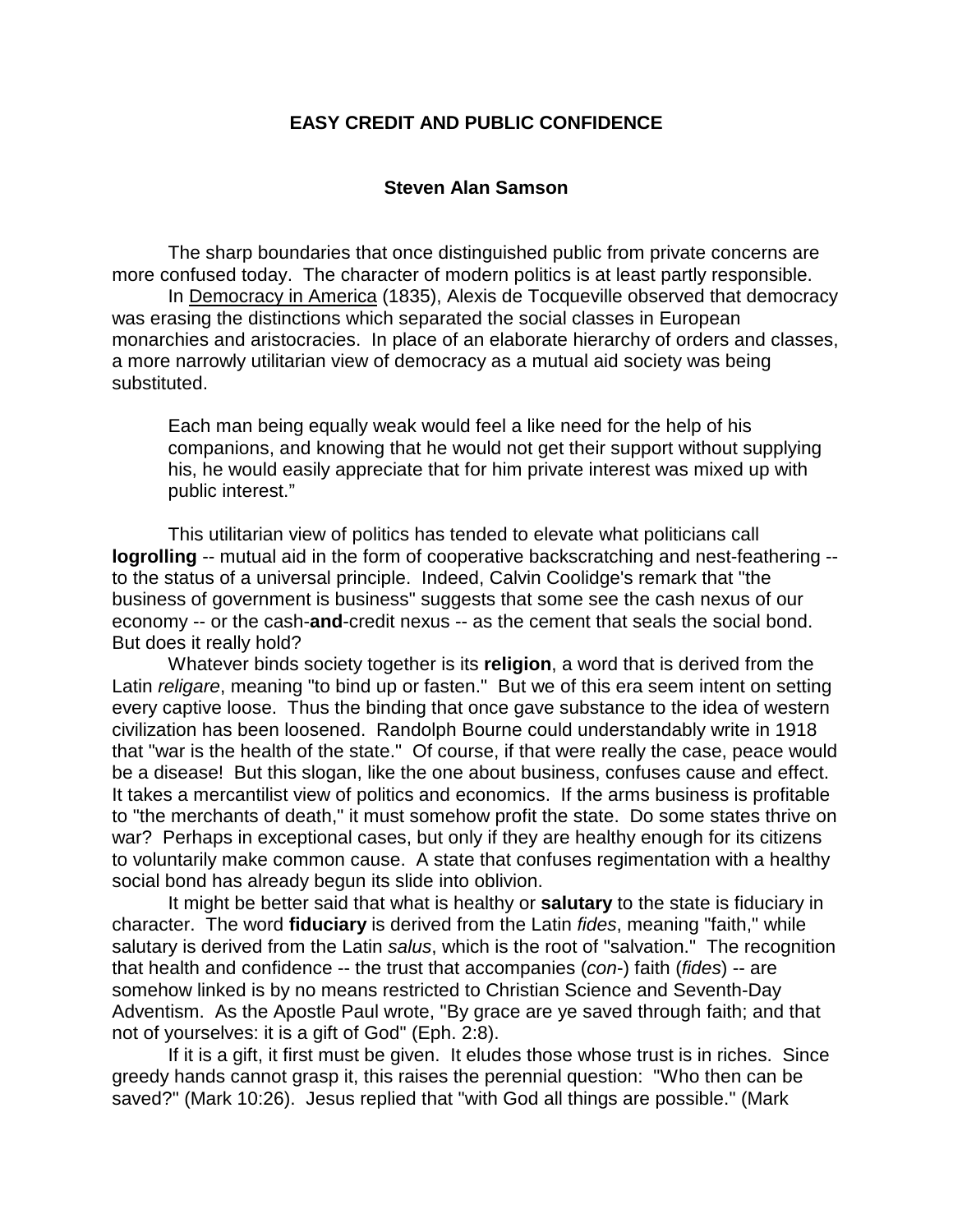**EASY CREDIT AND PUBLIC CONFIDENCE**

**Steven Alan Samson**

The sharp boundaries that once distinguished public from private concerns are more confused today. The character of modern politics is at least partly responsible.

In Democracy in America (1835), Alexis de Tocqueville observed that democracy was erasing the distinctions which separated the social classes in European monarchies and aristocracies. In place of an elaborate hierarchy of orders and classes, a more narrowly utilitarian view of democracy as a mutual aid society was being substituted.

> Each man being equally weak would feel a like need for the help of his companions, and knowing that he would not get their support without supplying his, he would easily appreciate that for him private interest was mixed up with public interest."

This utilitarian view of politics has tended to elevate what politicians call **logrolling** -- mutual aid in the form of cooperative backscratching and nest-feathering -- to the status of a universal principle. Indeed, Calvin Coolidge's remark that "the business of government is business" suggests that some see the cash nexus of our economy -- or the cash-**and**-credit nexus -- as the cement that seals the social bond. But does it really hold?

Whatever binds society together is its **religion**, a word that is derived from the Latin *religare*, meaning "to bind up or fasten." But we of this era seem intent on setting every captive loose. Thus the binding that once gave substance to the idea of western civilization has been loosened. Randolph Bourne could understandably write in 1918 that "war is the health of the state." Of course, if that were really the case, peace would be a disease! But this slogan, like the one about business, confuses cause and effect. It takes a mercantilist view of politics and economics. If the arms business is profitable to "the merchants of death," it must somehow profit the state. Do some states thrive on war? Perhaps in exceptional cases, but only if they are healthy enough for its citizens to voluntarily make common cause. A state that confuses regimentation with a healthy social bond has already begun its slide into oblivion.

It might be better said that what is healthy or **salutary** to the state is fiduciary in character. The word **fiduciary** is derived from the Latin *fides*, meaning "faith," while salutary is derived from the Latin *salus*, which is the root of "salvation." The recognition that health and confidence -- the trust that accompanies (*con*-) faith (*fides*) -- are somehow linked is by no means restricted to Christian Science and Seventh-Day Adventism. As the Apostle Paul wrote, "By grace are ye saved through faith; and that not of yourselves: it is a gift of God" (Eph. 2:8).

If it is a gift, it first must be given. It eludes those whose trust is in riches. Since greedy hands cannot grasp it, this raises the perennial question: "Who then can be saved?" (Mark 10:26). Jesus replied that "with God all things are possible." (Mark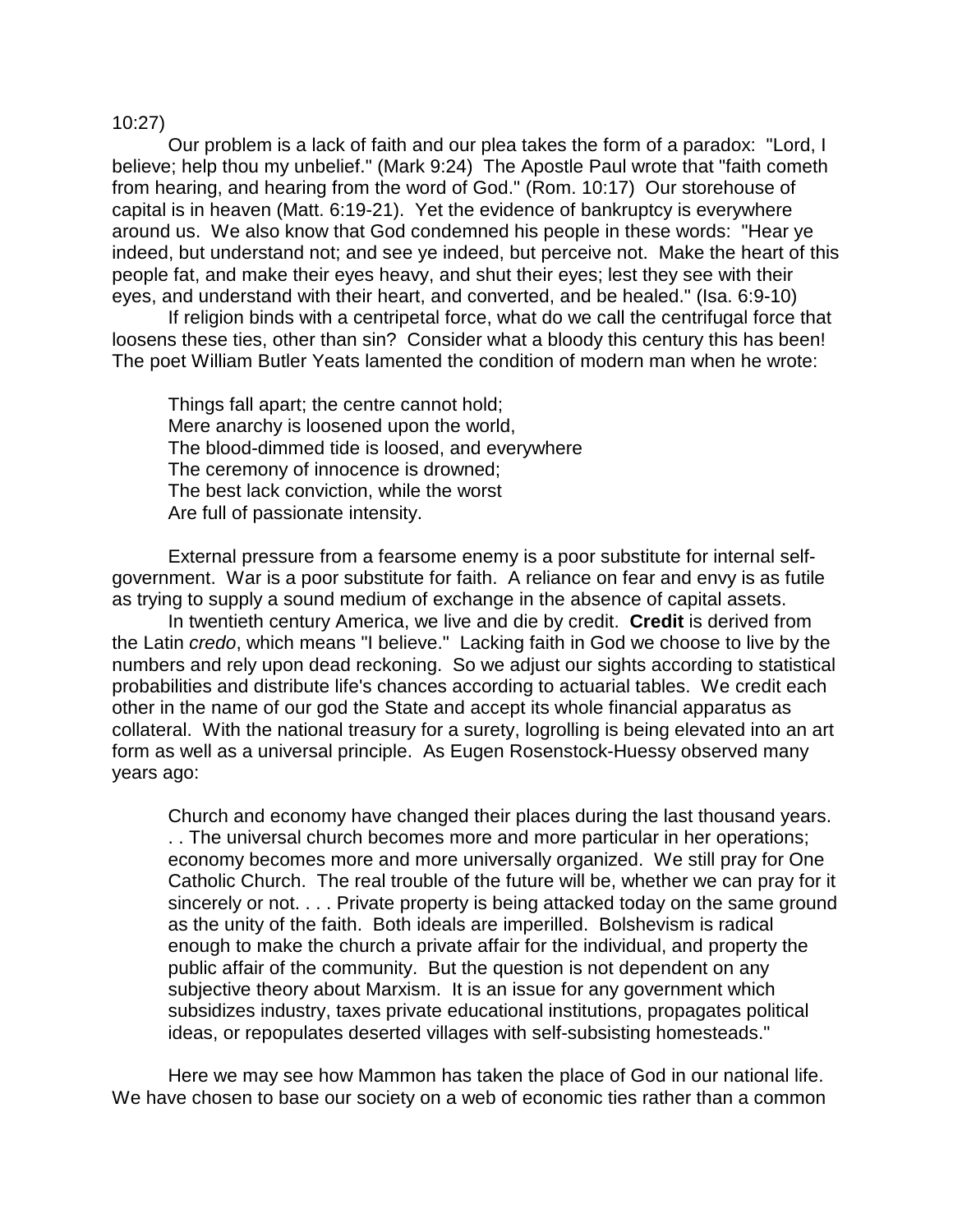10:27)

Our problem is a lack of faith and our plea takes the form of a paradox: "Lord, I believe; help thou my unbelief." (Mark 9:24) The Apostle Paul wrote that "faith cometh from hearing, and hearing from the word of God." (Rom. 10:17) Our storehouse of capital is in heaven (Matt. 6:19-21). Yet the evidence of bankruptcy is everywhere around us. We also know that God condemned his people in these words: "Hear ye indeed, but understand not; and see ye indeed, but perceive not. Make the heart of this people fat, and make their eyes heavy, and shut their eyes; lest they see with their eyes, and understand with their heart, and converted, and be healed." (Isa. 6:9-10)

If religion binds with a centripetal force, what do we call the centrifugal force that loosens these ties, other than sin? Consider what a bloody this century this has been! The poet William Butler Yeats lamented the condition of modern man when he wrote:

> Things fall apart; the centre cannot hold;
> Mere anarchy is loosened upon the world,
> The blood-dimmed tide is loosed, and everywhere
> The ceremony of innocence is drowned;
> The best lack conviction, while the worst
> Are full of passionate intensity.

External pressure from a fearsome enemy is a poor substitute for internal self-government. War is a poor substitute for faith. A reliance on fear and envy is as futile as trying to supply a sound medium of exchange in the absence of capital assets.

In twentieth century America, we live and die by credit. **Credit** is derived from the Latin *credo*, which means "I believe." Lacking faith in God we choose to live by the numbers and rely upon dead reckoning. So we adjust our sights according to statistical probabilities and distribute life's chances according to actuarial tables. We credit each other in the name of our god the State and accept its whole financial apparatus as collateral. With the national treasury for a surety, logrolling is being elevated into an art form as well as a universal principle. As Eugen Rosenstock-Huessy observed many years ago:

> Church and economy have changed their places during the last thousand years. . . The universal church becomes more and more particular in her operations; economy becomes more and more universally organized. We still pray for One Catholic Church. The real trouble of the future will be, whether we can pray for it sincerely or not. . . . Private property is being attacked today on the same ground as the unity of the faith. Both ideals are imperilled. Bolshevism is radical enough to make the church a private affair for the individual, and property the public affair of the community. But the question is not dependent on any subjective theory about Marxism. It is an issue for any government which subsidizes industry, taxes private educational institutions, propagates political ideas, or repopulates deserted villages with self-subsisting homesteads."

Here we may see how Mammon has taken the place of God in our national life. We have chosen to base our society on a web of economic ties rather than a common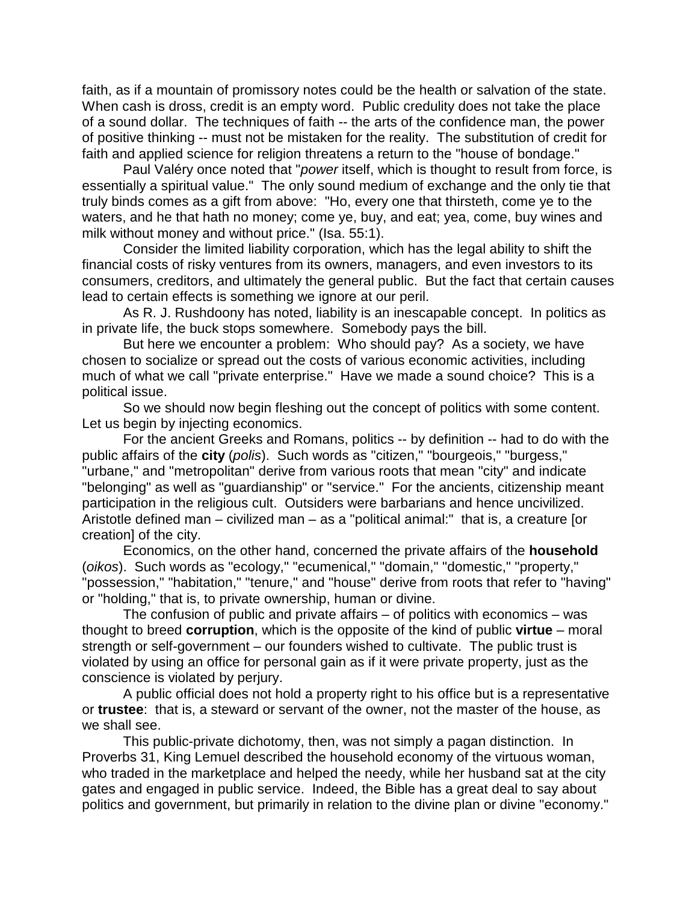faith, as if a mountain of promissory notes could be the health or salvation of the state. When cash is dross, credit is an empty word. Public credulity does not take the place of a sound dollar. The techniques of faith -- the arts of the confidence man, the power of positive thinking -- must not be mistaken for the reality. The substitution of credit for faith and applied science for religion threatens a return to the "house of bondage."

Paul Valéry once noted that "*power* itself, which is thought to result from force, is essentially a spiritual value." The only sound medium of exchange and the only tie that truly binds comes as a gift from above: "Ho, every one that thirsteth, come ye to the waters, and he that hath no money; come ye, buy, and eat; yea, come, buy wines and milk without money and without price." (Isa. 55:1).

Consider the limited liability corporation, which has the legal ability to shift the financial costs of risky ventures from its owners, managers, and even investors to its consumers, creditors, and ultimately the general public. But the fact that certain causes lead to certain effects is something we ignore at our peril.

As R. J. Rushdoony has noted, liability is an inescapable concept. In politics as in private life, the buck stops somewhere. Somebody pays the bill.

But here we encounter a problem: Who should pay? As a society, we have chosen to socialize or spread out the costs of various economic activities, including much of what we call "private enterprise." Have we made a sound choice? This is a political issue.

So we should now begin fleshing out the concept of politics with some content. Let us begin by injecting economics.

For the ancient Greeks and Romans, politics -- by definition -- had to do with the public affairs of the **city** (*polis*). Such words as "citizen," "bourgeois," "burgess," "urbane," and "metropolitan" derive from various roots that mean "city" and indicate "belonging" as well as "guardianship" or "service." For the ancients, citizenship meant participation in the religious cult. Outsiders were barbarians and hence uncivilized. Aristotle defined man – civilized man – as a "political animal:" that is, a creature [or creation] of the city.

Economics, on the other hand, concerned the private affairs of the **household** (*oikos*). Such words as "ecology," "ecumenical," "domain," "domestic," "property," "possession," "habitation," "tenure," and "house" derive from roots that refer to "having" or "holding," that is, to private ownership, human or divine.

The confusion of public and private affairs – of politics with economics – was thought to breed **corruption**, which is the opposite of the kind of public **virtue** – moral strength or self-government – our founders wished to cultivate. The public trust is violated by using an office for personal gain as if it were private property, just as the conscience is violated by perjury.

A public official does not hold a property right to his office but is a representative or **trustee**: that is, a steward or servant of the owner, not the master of the house, as we shall see.

This public-private dichotomy, then, was not simply a pagan distinction. In Proverbs 31, King Lemuel described the household economy of the virtuous woman, who traded in the marketplace and helped the needy, while her husband sat at the city gates and engaged in public service. Indeed, the Bible has a great deal to say about politics and government, but primarily in relation to the divine plan or divine "economy."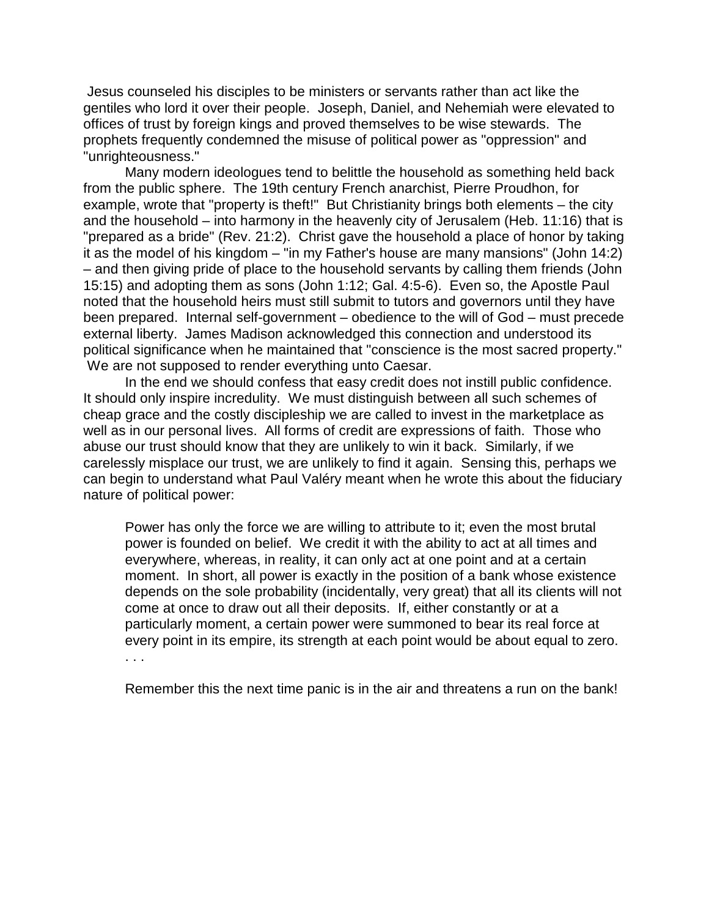Jesus counseled his disciples to be ministers or servants rather than act like the gentiles who lord it over their people. Joseph, Daniel, and Nehemiah were elevated to offices of trust by foreign kings and proved themselves to be wise stewards. The prophets frequently condemned the misuse of political power as "oppression" and "unrighteousness."

Many modern ideologues tend to belittle the household as something held back from the public sphere. The 19th century French anarchist, Pierre Proudhon, for example, wrote that "property is theft!" But Christianity brings both elements – the city and the household – into harmony in the heavenly city of Jerusalem (Heb. 11:16) that is "prepared as a bride" (Rev. 21:2). Christ gave the household a place of honor by taking it as the model of his kingdom – "in my Father's house are many mansions" (John 14:2) – and then giving pride of place to the household servants by calling them friends (John 15:15) and adopting them as sons (John 1:12; Gal. 4:5-6). Even so, the Apostle Paul noted that the household heirs must still submit to tutors and governors until they have been prepared. Internal self-government – obedience to the will of God – must precede external liberty. James Madison acknowledged this connection and understood its political significance when he maintained that "conscience is the most sacred property." We are not supposed to render everything unto Caesar.

In the end we should confess that easy credit does not instill public confidence. It should only inspire incredulity. We must distinguish between all such schemes of cheap grace and the costly discipleship we are called to invest in the marketplace as well as in our personal lives. All forms of credit are expressions of faith. Those who abuse our trust should know that they are unlikely to win it back. Similarly, if we carelessly misplace our trust, we are unlikely to find it again. Sensing this, perhaps we can begin to understand what Paul Valéry meant when he wrote this about the fiduciary nature of political power:

> Power has only the force we are willing to attribute to it; even the most brutal power is founded on belief. We credit it with the ability to act at all times and everywhere, whereas, in reality, it can only act at one point and at a certain moment. In short, all power is exactly in the position of a bank whose existence depends on the sole probability (incidentally, very great) that all its clients will not come at once to draw out all their deposits. If, either constantly or at a particularly moment, a certain power were summoned to bear its real force at every point in its empire, its strength at each point would be about equal to zero. . . .

Remember this the next time panic is in the air and threatens a run on the bank!